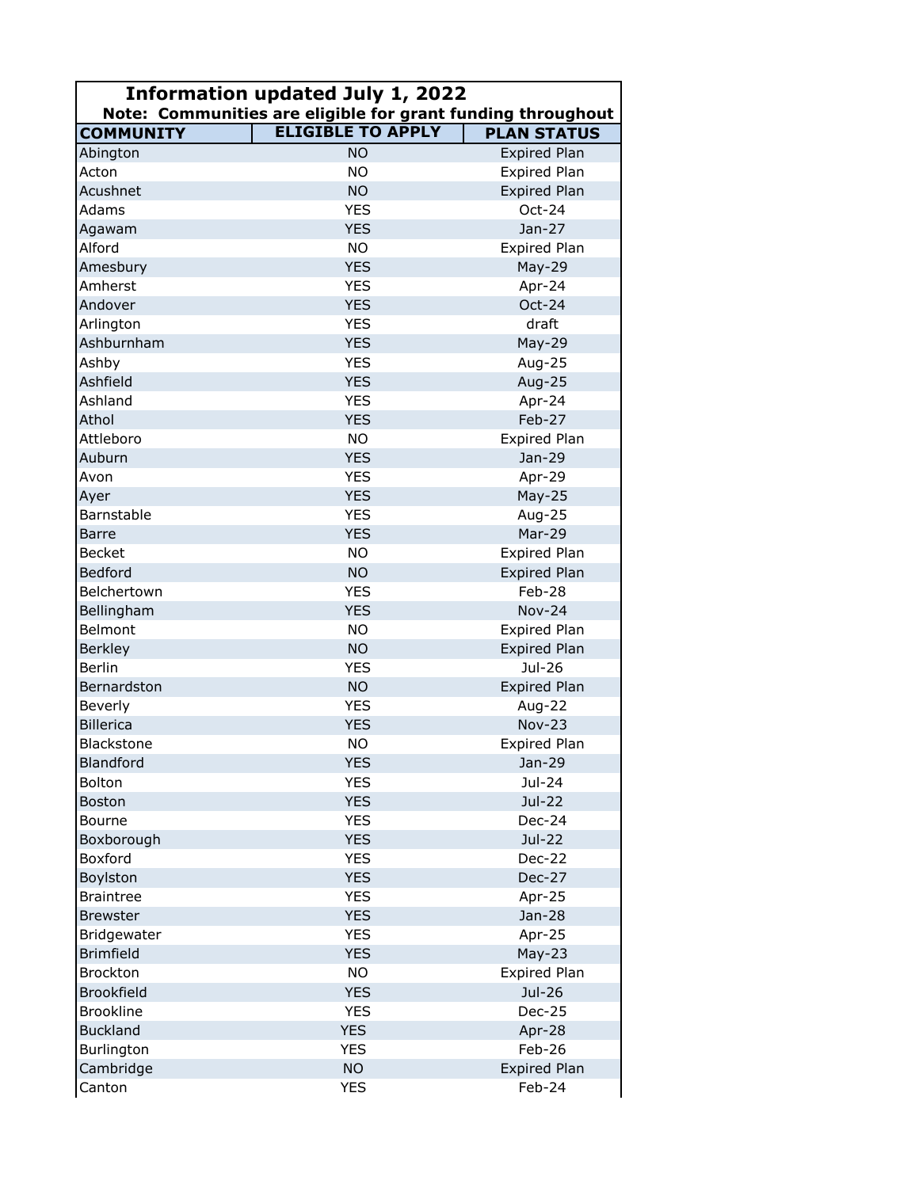**Information updated July 1, 2022**

**Note: Communities are eligible for grant funding throughout**

| COMMUNITY | ELIGIBLE TO APPLY | PLAN STATUS |
|---|---|---|
| Abington | NO | Expired Plan |
| Acton | NO | Expired Plan |
| Acushnet | NO | Expired Plan |
| Adams | YES | Oct-24 |
| Agawam | YES | Jan-27 |
| Alford | NO | Expired Plan |
| Amesbury | YES | May-29 |
| Amherst | YES | Apr-24 |
| Andover | YES | Oct-24 |
| Arlington | YES | draft |
| Ashburnham | YES | May-29 |
| Ashby | YES | Aug-25 |
| Ashfield | YES | Aug-25 |
| Ashland | YES | Apr-24 |
| Athol | YES | Feb-27 |
| Attleboro | NO | Expired Plan |
| Auburn | YES | Jan-29 |
| Avon | YES | Apr-29 |
| Ayer | YES | May-25 |
| Barnstable | YES | Aug-25 |
| Barre | YES | Mar-29 |
| Becket | NO | Expired Plan |
| Bedford | NO | Expired Plan |
| Belchertown | YES | Feb-28 |
| Bellingham | YES | Nov-24 |
| Belmont | NO | Expired Plan |
| Berkley | NO | Expired Plan |
| Berlin | YES | Jul-26 |
| Bernardston | NO | Expired Plan |
| Beverly | YES | Aug-22 |
| Billerica | YES | Nov-23 |
| Blackstone | NO | Expired Plan |
| Blandford | YES | Jan-29 |
| Bolton | YES | Jul-24 |
| Boston | YES | Jul-22 |
| Bourne | YES | Dec-24 |
| Boxborough | YES | Jul-22 |
| Boxford | YES | Dec-22 |
| Boylston | YES | Dec-27 |
| Braintree | YES | Apr-25 |
| Brewster | YES | Jan-28 |
| Bridgewater | YES | Apr-25 |
| Brimfield | YES | May-23 |
| Brockton | NO | Expired Plan |
| Brookfield | YES | Jul-26 |
| Brookline | YES | Dec-25 |
| Buckland | YES | Apr-28 |
| Burlington | YES | Feb-26 |
| Cambridge | NO | Expired Plan |
| Canton | YES | Feb-24 |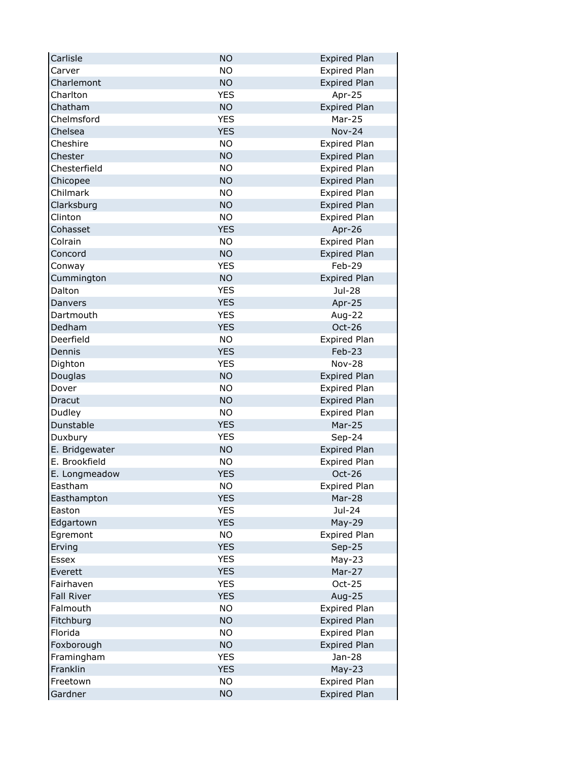| | | |
|---|---|---|
| Carlisle | NO | Expired Plan |
| Carver | NO | Expired Plan |
| Charlemont | NO | Expired Plan |
| Charlton | YES | Apr-25 |
| Chatham | NO | Expired Plan |
| Chelmsford | YES | Mar-25 |
| Chelsea | YES | Nov-24 |
| Cheshire | NO | Expired Plan |
| Chester | NO | Expired Plan |
| Chesterfield | NO | Expired Plan |
| Chicopee | NO | Expired Plan |
| Chilmark | NO | Expired Plan |
| Clarksburg | NO | Expired Plan |
| Clinton | NO | Expired Plan |
| Cohasset | YES | Apr-26 |
| Colrain | NO | Expired Plan |
| Concord | NO | Expired Plan |
| Conway | YES | Feb-29 |
| Cummington | NO | Expired Plan |
| Dalton | YES | Jul-28 |
| Danvers | YES | Apr-25 |
| Dartmouth | YES | Aug-22 |
| Dedham | YES | Oct-26 |
| Deerfield | NO | Expired Plan |
| Dennis | YES | Feb-23 |
| Dighton | YES | Nov-28 |
| Douglas | NO | Expired Plan |
| Dover | NO | Expired Plan |
| Dracut | NO | Expired Plan |
| Dudley | NO | Expired Plan |
| Dunstable | YES | Mar-25 |
| Duxbury | YES | Sep-24 |
| E. Bridgewater | NO | Expired Plan |
| E. Brookfield | NO | Expired Plan |
| E. Longmeadow | YES | Oct-26 |
| Eastham | NO | Expired Plan |
| Easthampton | YES | Mar-28 |
| Easton | YES | Jul-24 |
| Edgartown | YES | May-29 |
| Egremont | NO | Expired Plan |
| Erving | YES | Sep-25 |
| Essex | YES | May-23 |
| Everett | YES | Mar-27 |
| Fairhaven | YES | Oct-25 |
| Fall River | YES | Aug-25 |
| Falmouth | NO | Expired Plan |
| Fitchburg | NO | Expired Plan |
| Florida | NO | Expired Plan |
| Foxborough | NO | Expired Plan |
| Framingham | YES | Jan-28 |
| Franklin | YES | May-23 |
| Freetown | NO | Expired Plan |
| Gardner | NO | Expired Plan |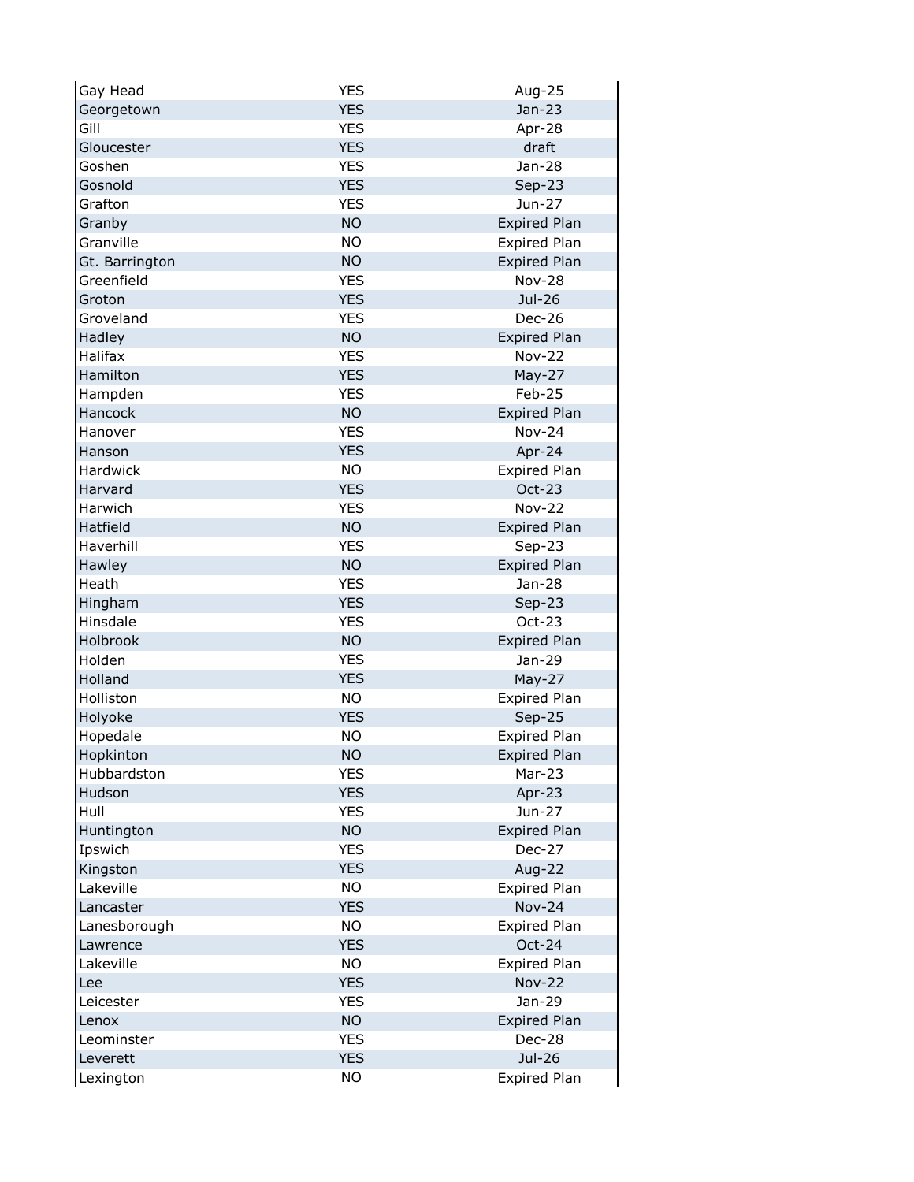| | | |
|---|---|---|
| Gay Head | YES | Aug-25 |
| Georgetown | YES | Jan-23 |
| Gill | YES | Apr-28 |
| Gloucester | YES | draft |
| Goshen | YES | Jan-28 |
| Gosnold | YES | Sep-23 |
| Grafton | YES | Jun-27 |
| Granby | NO | Expired Plan |
| Granville | NO | Expired Plan |
| Gt. Barrington | NO | Expired Plan |
| Greenfield | YES | Nov-28 |
| Groton | YES | Jul-26 |
| Groveland | YES | Dec-26 |
| Hadley | NO | Expired Plan |
| Halifax | YES | Nov-22 |
| Hamilton | YES | May-27 |
| Hampden | YES | Feb-25 |
| Hancock | NO | Expired Plan |
| Hanover | YES | Nov-24 |
| Hanson | YES | Apr-24 |
| Hardwick | NO | Expired Plan |
| Harvard | YES | Oct-23 |
| Harwich | YES | Nov-22 |
| Hatfield | NO | Expired Plan |
| Haverhill | YES | Sep-23 |
| Hawley | NO | Expired Plan |
| Heath | YES | Jan-28 |
| Hingham | YES | Sep-23 |
| Hinsdale | YES | Oct-23 |
| Holbrook | NO | Expired Plan |
| Holden | YES | Jan-29 |
| Holland | YES | May-27 |
| Holliston | NO | Expired Plan |
| Holyoke | YES | Sep-25 |
| Hopedale | NO | Expired Plan |
| Hopkinton | NO | Expired Plan |
| Hubbardston | YES | Mar-23 |
| Hudson | YES | Apr-23 |
| Hull | YES | Jun-27 |
| Huntington | NO | Expired Plan |
| Ipswich | YES | Dec-27 |
| Kingston | YES | Aug-22 |
| Lakeville | NO | Expired Plan |
| Lancaster | YES | Nov-24 |
| Lanesborough | NO | Expired Plan |
| Lawrence | YES | Oct-24 |
| Lakeville | NO | Expired Plan |
| Lee | YES | Nov-22 |
| Leicester | YES | Jan-29 |
| Lenox | NO | Expired Plan |
| Leominster | YES | Dec-28 |
| Leverett | YES | Jul-26 |
| Lexington | NO | Expired Plan |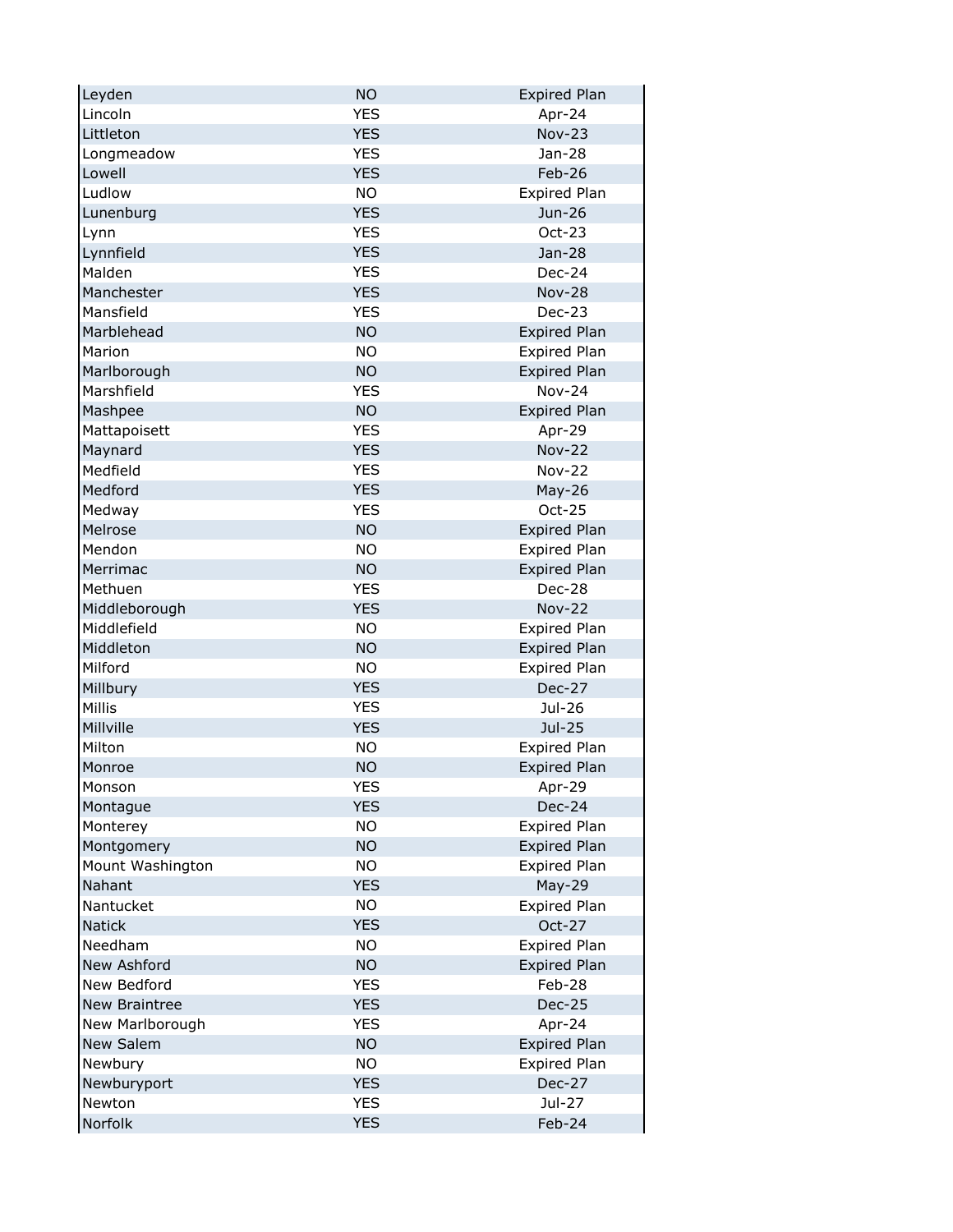| | | |
|---|---|---|
| Leyden | NO | Expired Plan |
| Lincoln | YES | Apr-24 |
| Littleton | YES | Nov-23 |
| Longmeadow | YES | Jan-28 |
| Lowell | YES | Feb-26 |
| Ludlow | NO | Expired Plan |
| Lunenburg | YES | Jun-26 |
| Lynn | YES | Oct-23 |
| Lynnfield | YES | Jan-28 |
| Malden | YES | Dec-24 |
| Manchester | YES | Nov-28 |
| Mansfield | YES | Dec-23 |
| Marblehead | NO | Expired Plan |
| Marion | NO | Expired Plan |
| Marlborough | NO | Expired Plan |
| Marshfield | YES | Nov-24 |
| Mashpee | NO | Expired Plan |
| Mattapoisett | YES | Apr-29 |
| Maynard | YES | Nov-22 |
| Medfield | YES | Nov-22 |
| Medford | YES | May-26 |
| Medway | YES | Oct-25 |
| Melrose | NO | Expired Plan |
| Mendon | NO | Expired Plan |
| Merrimac | NO | Expired Plan |
| Methuen | YES | Dec-28 |
| Middleborough | YES | Nov-22 |
| Middlefield | NO | Expired Plan |
| Middleton | NO | Expired Plan |
| Milford | NO | Expired Plan |
| Millbury | YES | Dec-27 |
| Millis | YES | Jul-26 |
| Millville | YES | Jul-25 |
| Milton | NO | Expired Plan |
| Monroe | NO | Expired Plan |
| Monson | YES | Apr-29 |
| Montague | YES | Dec-24 |
| Monterey | NO | Expired Plan |
| Montgomery | NO | Expired Plan |
| Mount Washington | NO | Expired Plan |
| Nahant | YES | May-29 |
| Nantucket | NO | Expired Plan |
| Natick | YES | Oct-27 |
| Needham | NO | Expired Plan |
| New Ashford | NO | Expired Plan |
| New Bedford | YES | Feb-28 |
| New Braintree | YES | Dec-25 |
| New Marlborough | YES | Apr-24 |
| New Salem | NO | Expired Plan |
| Newbury | NO | Expired Plan |
| Newburyport | YES | Dec-27 |
| Newton | YES | Jul-27 |
| Norfolk | YES | Feb-24 |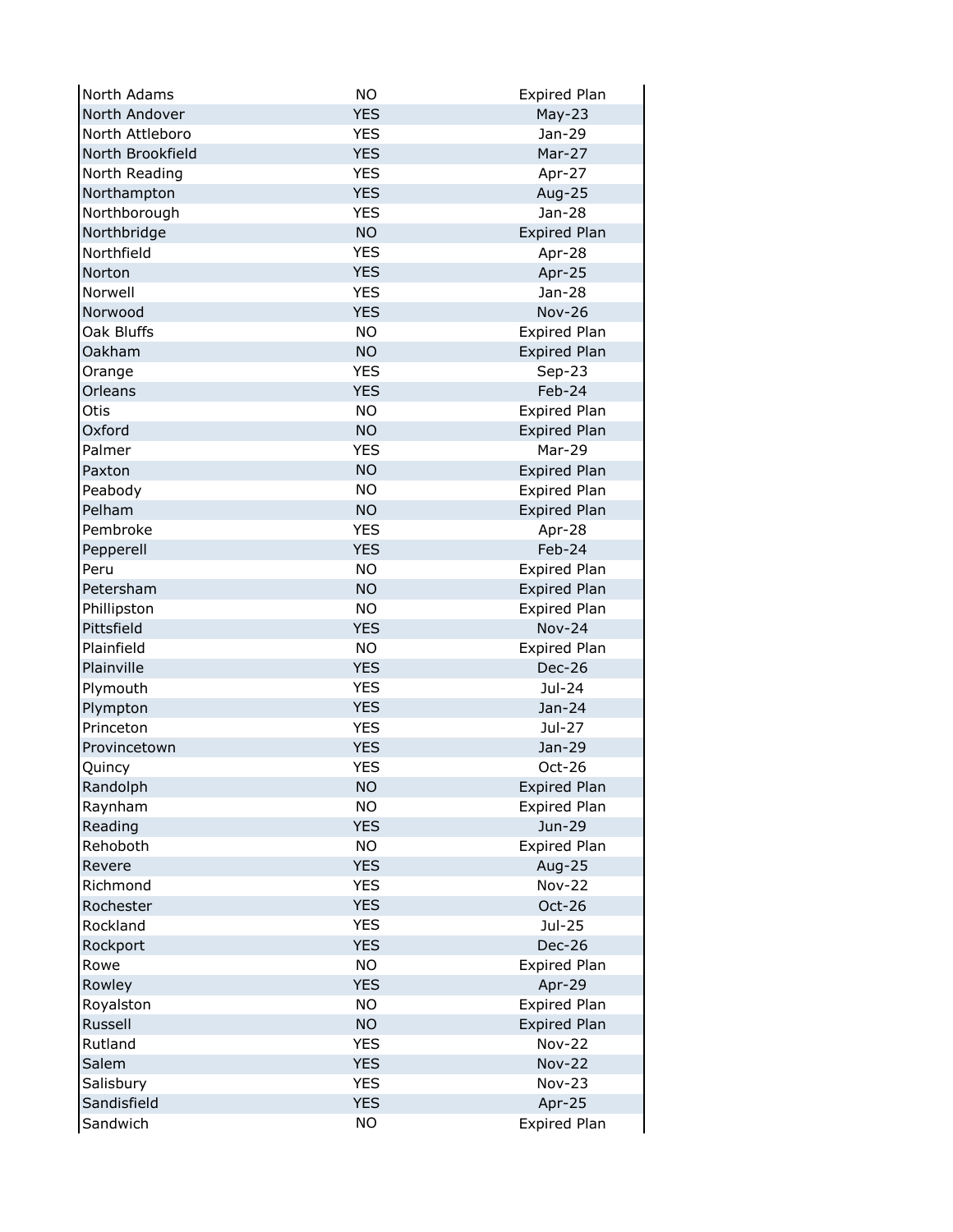| | | |
|---|---|---|
| North Adams | NO | Expired Plan |
| North Andover | YES | May-23 |
| North Attleboro | YES | Jan-29 |
| North Brookfield | YES | Mar-27 |
| North Reading | YES | Apr-27 |
| Northampton | YES | Aug-25 |
| Northborough | YES | Jan-28 |
| Northbridge | NO | Expired Plan |
| Northfield | YES | Apr-28 |
| Norton | YES | Apr-25 |
| Norwell | YES | Jan-28 |
| Norwood | YES | Nov-26 |
| Oak Bluffs | NO | Expired Plan |
| Oakham | NO | Expired Plan |
| Orange | YES | Sep-23 |
| Orleans | YES | Feb-24 |
| Otis | NO | Expired Plan |
| Oxford | NO | Expired Plan |
| Palmer | YES | Mar-29 |
| Paxton | NO | Expired Plan |
| Peabody | NO | Expired Plan |
| Pelham | NO | Expired Plan |
| Pembroke | YES | Apr-28 |
| Pepperell | YES | Feb-24 |
| Peru | NO | Expired Plan |
| Petersham | NO | Expired Plan |
| Phillipston | NO | Expired Plan |
| Pittsfield | YES | Nov-24 |
| Plainfield | NO | Expired Plan |
| Plainville | YES | Dec-26 |
| Plymouth | YES | Jul-24 |
| Plympton | YES | Jan-24 |
| Princeton | YES | Jul-27 |
| Provincetown | YES | Jan-29 |
| Quincy | YES | Oct-26 |
| Randolph | NO | Expired Plan |
| Raynham | NO | Expired Plan |
| Reading | YES | Jun-29 |
| Rehoboth | NO | Expired Plan |
| Revere | YES | Aug-25 |
| Richmond | YES | Nov-22 |
| Rochester | YES | Oct-26 |
| Rockland | YES | Jul-25 |
| Rockport | YES | Dec-26 |
| Rowe | NO | Expired Plan |
| Rowley | YES | Apr-29 |
| Royalston | NO | Expired Plan |
| Russell | NO | Expired Plan |
| Rutland | YES | Nov-22 |
| Salem | YES | Nov-22 |
| Salisbury | YES | Nov-23 |
| Sandisfield | YES | Apr-25 |
| Sandwich | NO | Expired Plan |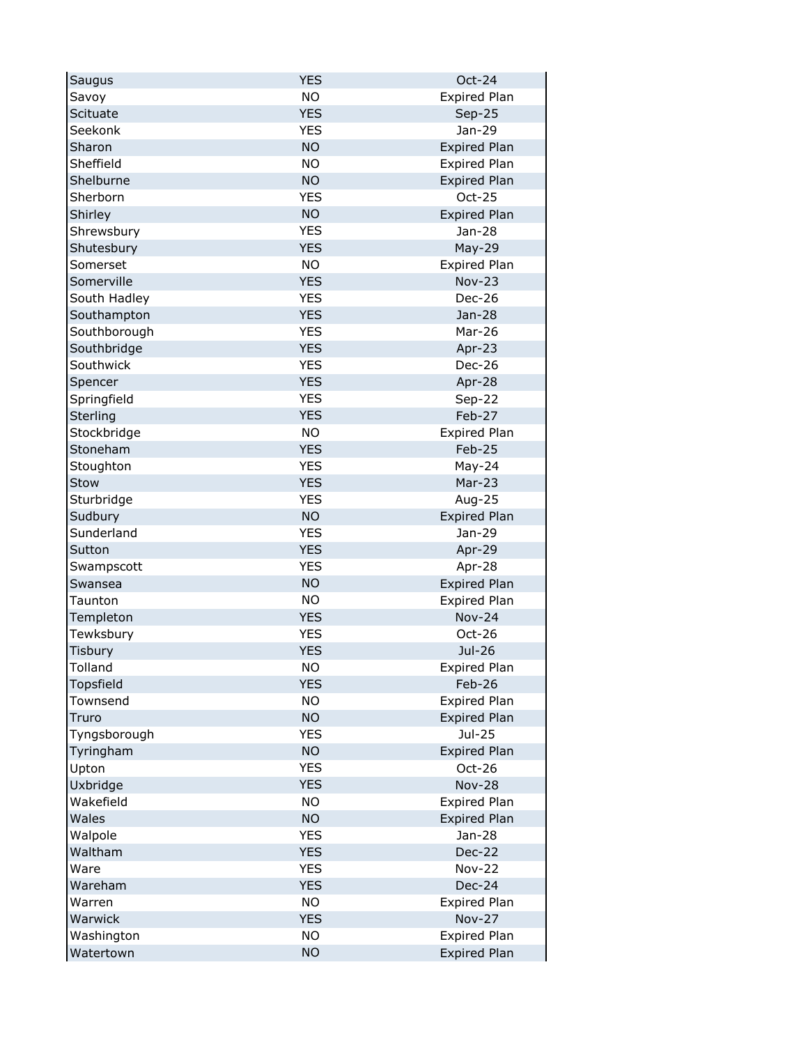| | | |
|---|---|---|
| Saugus | YES | Oct-24 |
| Savoy | NO | Expired Plan |
| Scituate | YES | Sep-25 |
| Seekonk | YES | Jan-29 |
| Sharon | NO | Expired Plan |
| Sheffield | NO | Expired Plan |
| Shelburne | NO | Expired Plan |
| Sherborn | YES | Oct-25 |
| Shirley | NO | Expired Plan |
| Shrewsbury | YES | Jan-28 |
| Shutesbury | YES | May-29 |
| Somerset | NO | Expired Plan |
| Somerville | YES | Nov-23 |
| South Hadley | YES | Dec-26 |
| Southampton | YES | Jan-28 |
| Southborough | YES | Mar-26 |
| Southbridge | YES | Apr-23 |
| Southwick | YES | Dec-26 |
| Spencer | YES | Apr-28 |
| Springfield | YES | Sep-22 |
| Sterling | YES | Feb-27 |
| Stockbridge | NO | Expired Plan |
| Stoneham | YES | Feb-25 |
| Stoughton | YES | May-24 |
| Stow | YES | Mar-23 |
| Sturbridge | YES | Aug-25 |
| Sudbury | NO | Expired Plan |
| Sunderland | YES | Jan-29 |
| Sutton | YES | Apr-29 |
| Swampscott | YES | Apr-28 |
| Swansea | NO | Expired Plan |
| Taunton | NO | Expired Plan |
| Templeton | YES | Nov-24 |
| Tewksbury | YES | Oct-26 |
| Tisbury | YES | Jul-26 |
| Tolland | NO | Expired Plan |
| Topsfield | YES | Feb-26 |
| Townsend | NO | Expired Plan |
| Truro | NO | Expired Plan |
| Tyngsborough | YES | Jul-25 |
| Tyringham | NO | Expired Plan |
| Upton | YES | Oct-26 |
| Uxbridge | YES | Nov-28 |
| Wakefield | NO | Expired Plan |
| Wales | NO | Expired Plan |
| Walpole | YES | Jan-28 |
| Waltham | YES | Dec-22 |
| Ware | YES | Nov-22 |
| Wareham | YES | Dec-24 |
| Warren | NO | Expired Plan |
| Warwick | YES | Nov-27 |
| Washington | NO | Expired Plan |
| Watertown | NO | Expired Plan |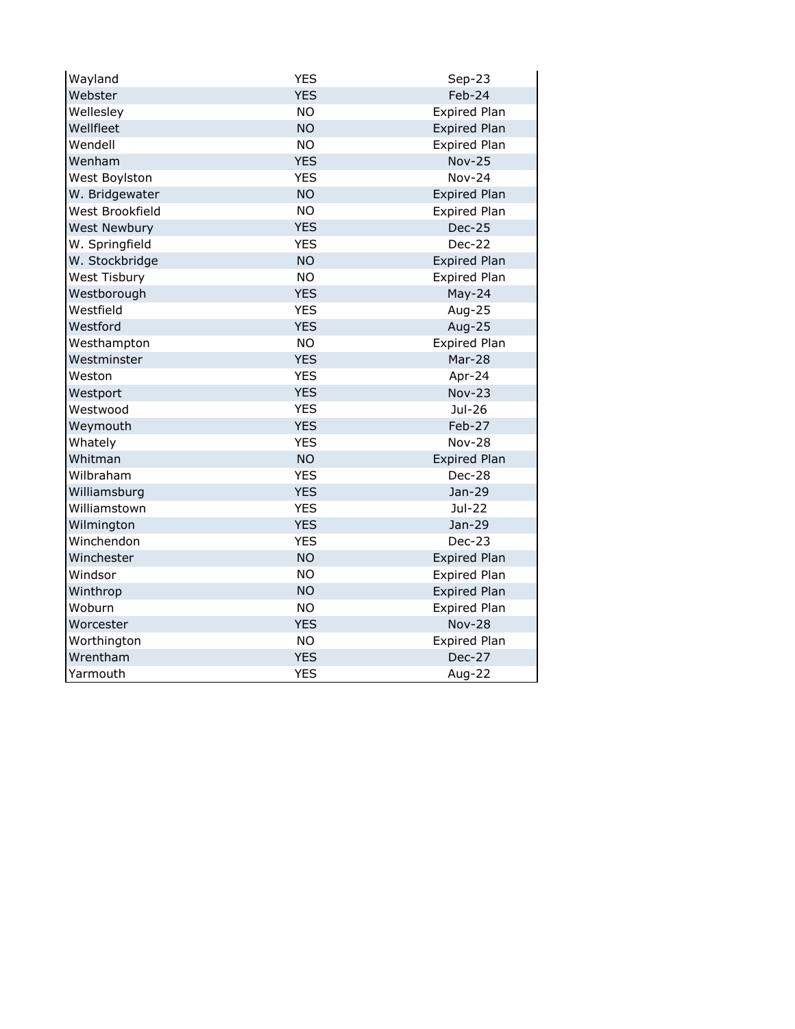| | | |
|---|---|---|
| Wayland | YES | Sep-23 |
| Webster | YES | Feb-24 |
| Wellesley | NO | Expired Plan |
| Wellfleet | NO | Expired Plan |
| Wendell | NO | Expired Plan |
| Wenham | YES | Nov-25 |
| West Boylston | YES | Nov-24 |
| W. Bridgewater | NO | Expired Plan |
| West Brookfield | NO | Expired Plan |
| West Newbury | YES | Dec-25 |
| W. Springfield | YES | Dec-22 |
| W. Stockbridge | NO | Expired Plan |
| West Tisbury | NO | Expired Plan |
| Westborough | YES | May-24 |
| Westfield | YES | Aug-25 |
| Westford | YES | Aug-25 |
| Westhampton | NO | Expired Plan |
| Westminster | YES | Mar-28 |
| Weston | YES | Apr-24 |
| Westport | YES | Nov-23 |
| Westwood | YES | Jul-26 |
| Weymouth | YES | Feb-27 |
| Whately | YES | Nov-28 |
| Whitman | NO | Expired Plan |
| Wilbraham | YES | Dec-28 |
| Williamsburg | YES | Jan-29 |
| Williamstown | YES | Jul-22 |
| Wilmington | YES | Jan-29 |
| Winchendon | YES | Dec-23 |
| Winchester | NO | Expired Plan |
| Windsor | NO | Expired Plan |
| Winthrop | NO | Expired Plan |
| Woburn | NO | Expired Plan |
| Worcester | YES | Nov-28 |
| Worthington | NO | Expired Plan |
| Wrentham | YES | Dec-27 |
| Yarmouth | YES | Aug-22 |